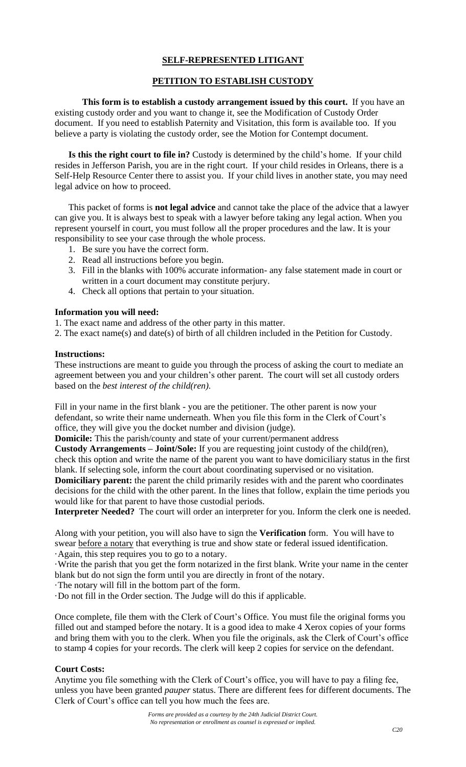## SELF-REPRESENTED LITIGANT

## PETITION TO ESTABLISH CUSTODY

**This form is to establish a custody arrangement issued by this court.** If you have an existing custody order and you want to change it, see the Modification of Custody Order document. If you need to establish Paternity and Visitation, this form is available too. If you believe a party is violating the custody order, see the Motion for Contempt document.

**Is this the right court to file in?** Custody is determined by the child's home. If your child resides in Jefferson Parish, you are in the right court. If your child resides in Orleans, there is a Self-Help Resource Center there to assist you. If your child lives in another state, you may need legal advice on how to proceed.

This packet of forms is **not legal advice** and cannot take the place of the advice that a lawyer can give you. It is always best to speak with a lawyer before taking any legal action. When you represent yourself in court, you must follow all the proper procedures and the law. It is your responsibility to see your case through the whole process.

1. Be sure you have the correct form.
2. Read all instructions before you begin.
3. Fill in the blanks with 100% accurate information- any false statement made in court or written in a court document may constitute perjury.
4. Check all options that pertain to your situation.

**Information you will need:**

1. The exact name and address of the other party in this matter.
2. The exact name(s) and date(s) of birth of all children included in the Petition for Custody.

**Instructions:**

These instructions are meant to guide you through the process of asking the court to mediate an agreement between you and your children's other parent. The court will set all custody orders based on the *best interest of the child(ren).*

Fill in your name in the first blank - you are the petitioner. The other parent is now your defendant, so write their name underneath. When you file this form in the Clerk of Court's office, they will give you the docket number and division (judge).

**Domicile:** This the parish/county and state of your current/permanent address

**Custody Arrangements – Joint/Sole:** If you are requesting joint custody of the child(ren), check this option and write the name of the parent you want to have domiciliary status in the first blank. If selecting sole, inform the court about coordinating supervised or no visitation.

**Domiciliary parent:** the parent the child primarily resides with and the parent who coordinates decisions for the child with the other parent. In the lines that follow, explain the time periods you would like for that parent to have those custodial periods.

**Interpreter Needed?** The court will order an interpreter for you. Inform the clerk one is needed.

Along with your petition, you will also have to sign the **Verification** form. You will have to swear before a notary that everything is true and show state or federal issued identification.

- Again, this step requires you to go to a notary.
- Write the parish that you get the form notarized in the first blank. Write your name in the center blank but do not sign the form until you are directly in front of the notary.
- The notary will fill in the bottom part of the form.
- Do not fill in the Order section. The Judge will do this if applicable.

Once complete, file them with the Clerk of Court's Office. You must file the original forms you filled out and stamped before the notary. It is a good idea to make 4 Xerox copies of your forms and bring them with you to the clerk. When you file the originals, ask the Clerk of Court's office to stamp 4 copies for your records. The clerk will keep 2 copies for service on the defendant.

**Court Costs:**

Anytime you file something with the Clerk of Court's office, you will have to pay a filing fee, unless you have been granted *pauper* status. There are different fees for different documents. The Clerk of Court's office can tell you how much the fees are.

*Forms are provided as a courtesy by the 24th Judicial District Court.*
*No representation or enrollment as counsel is expressed or implied.*

C20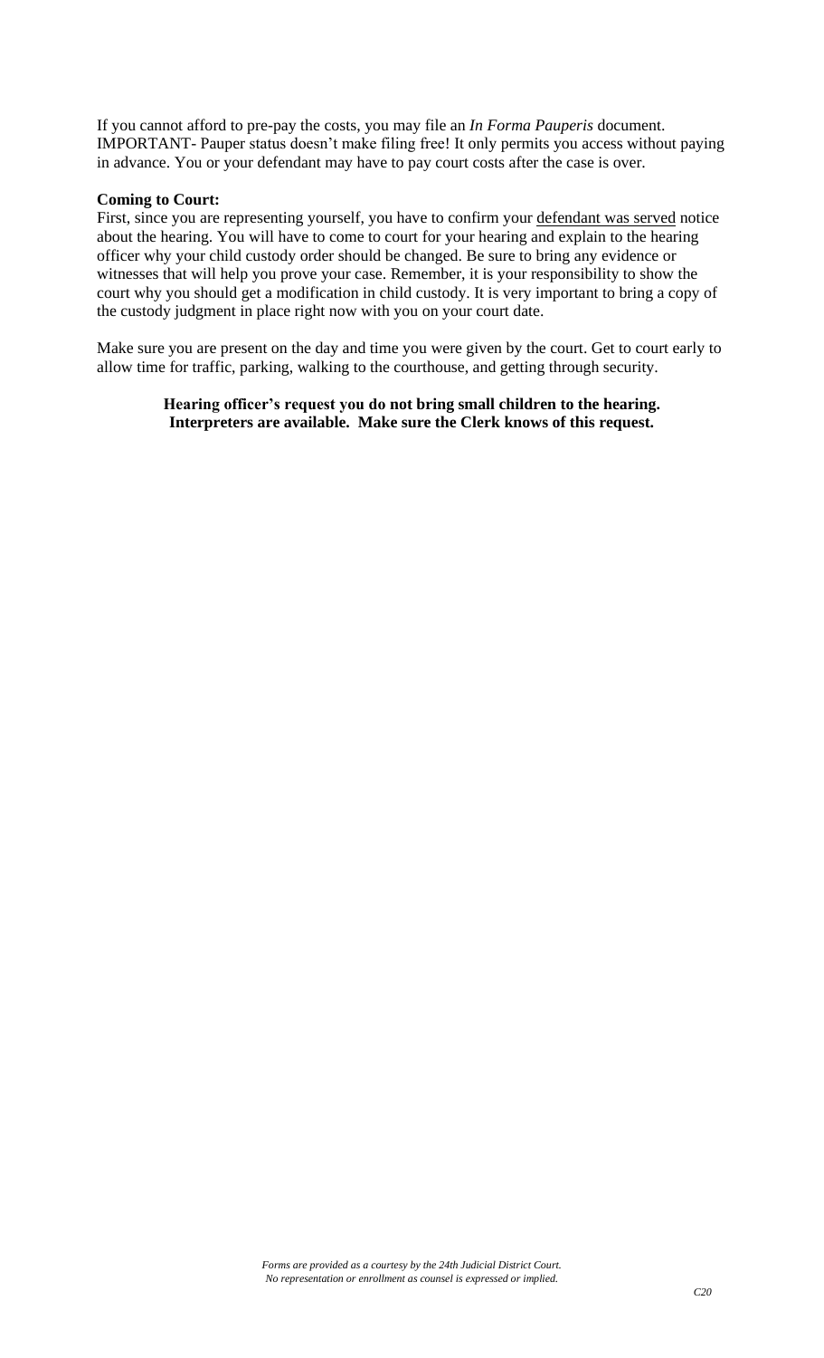If you cannot afford to pre-pay the costs, you may file an *In Forma Pauperis* document. IMPORTANT- Pauper status doesn't make filing free! It only permits you access without paying in advance. You or your defendant may have to pay court costs after the case is over.

**Coming to Court:**
First, since you are representing yourself, you have to confirm your defendant was served notice about the hearing. You will have to come to court for your hearing and explain to the hearing officer why your child custody order should be changed. Be sure to bring any evidence or witnesses that will help you prove your case. Remember, it is your responsibility to show the court why you should get a modification in child custody. It is very important to bring a copy of the custody judgment in place right now with you on your court date.

Make sure you are present on the day and time you were given by the court. Get to court early to allow time for traffic, parking, walking to the courthouse, and getting through security.

**Hearing officer's request you do not bring small children to the hearing.**
**Interpreters are available. Make sure the Clerk knows of this request.**

*Forms are provided as a courtesy by the 24th Judicial District Court.*
*No representation or enrollment as counsel is expressed or implied.*

*C20*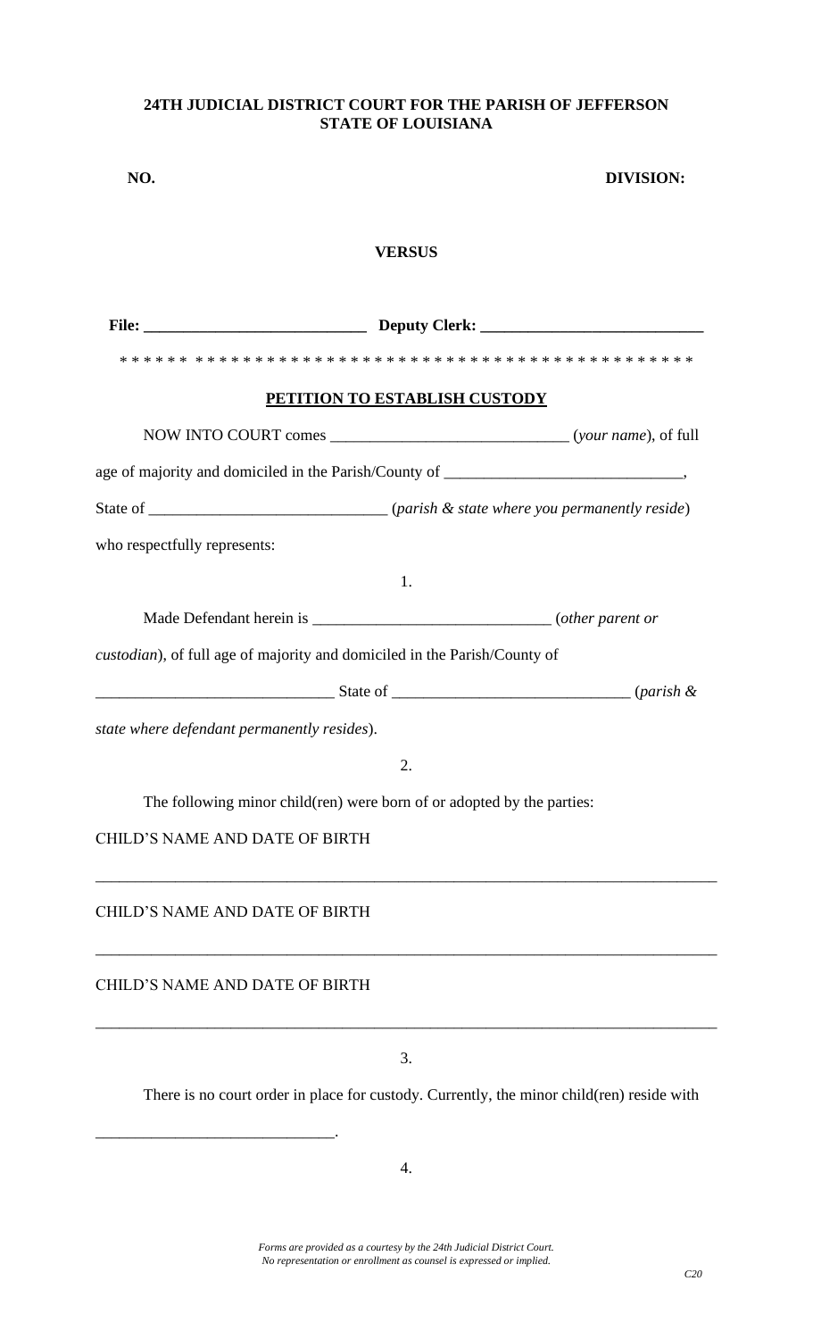**24TH JUDICIAL DISTRICT COURT FOR THE PARISH OF JEFFERSON**
**STATE OF LOUISIANA**

**NO.** **DIVISION:**

**VERSUS**

**File:** ___________________________ **Deputy Clerk:** ___________________________

* * * * * * * * * * * * * * * * * * * * * * * * * * * * * * * * * * * * * * * * * * * * * * * * * * *

**PETITION TO ESTABLISH CUSTODY**

NOW INTO COURT comes _____________________________ (*your name*), of full age of majority and domiciled in the Parish/County of _____________________________, State of _____________________________ (*parish & state where you permanently reside*) who respectfully represents:

1.

Made Defendant herein is _____________________________ (*other parent or custodian*), of full age of majority and domiciled in the Parish/County of _____________________________ State of _____________________________ (*parish & state where defendant permanently resides*).

2.

The following minor child(ren) were born of or adopted by the parties:

CHILD'S NAME AND DATE OF BIRTH

_______________________________________________________________________________

CHILD'S NAME AND DATE OF BIRTH

_______________________________________________________________________________

CHILD'S NAME AND DATE OF BIRTH

_______________________________________________________________________________

3.

There is no court order in place for custody. Currently, the minor child(ren) reside with _____________________________.

4.

*Forms are provided as a courtesy by the 24th Judicial District Court.*
*No representation or enrollment as counsel is expressed or implied.*

*C20*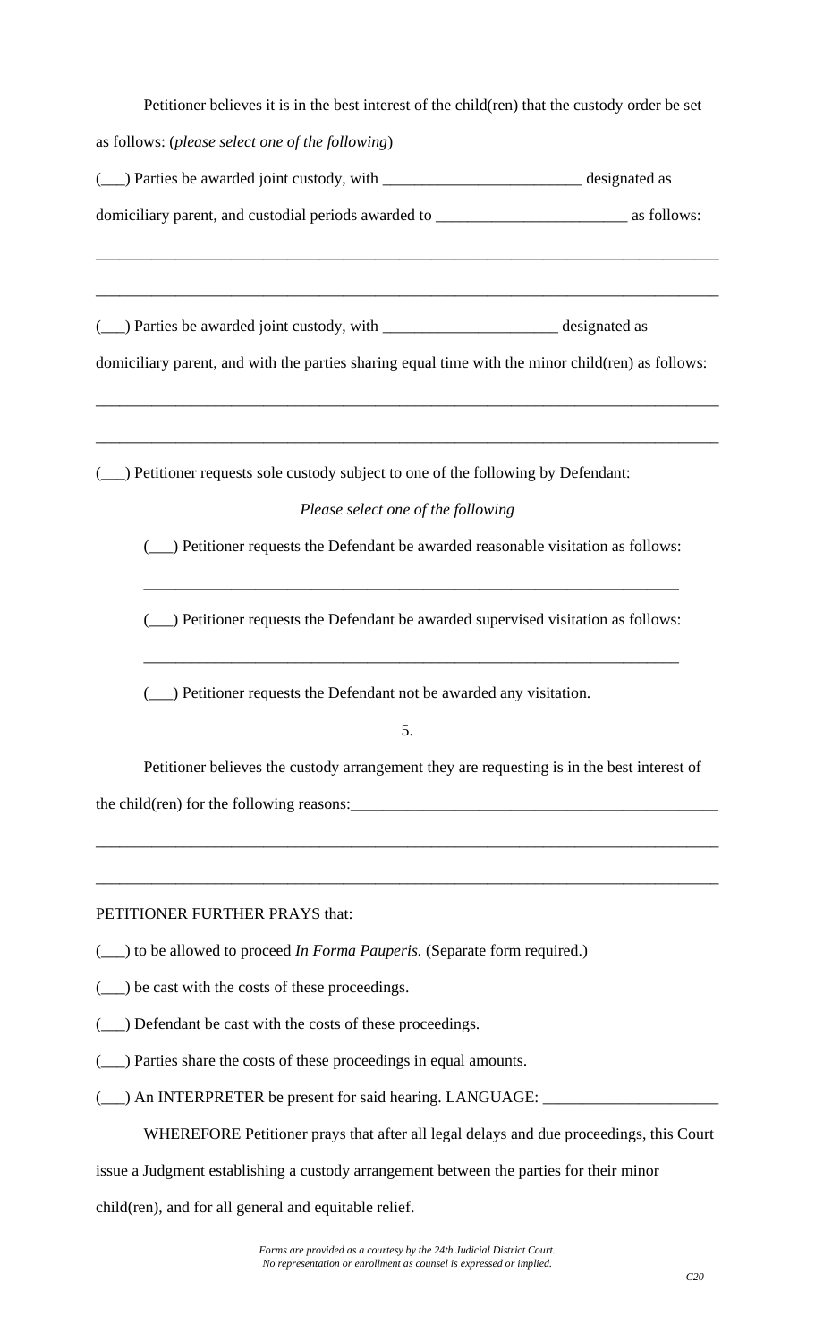Petitioner believes it is in the best interest of the child(ren) that the custody order be set as follows: (*please select one of the following*)

(___) Parties be awarded joint custody, with _________________________ designated as domiciliary parent, and custodial periods awarded to ________________________ as follows:

________________________________________________________________________________

________________________________________________________________________________

(___) Parties be awarded joint custody, with ______________________ designated as domiciliary parent, and with the parties sharing equal time with the minor child(ren) as follows:

________________________________________________________________________________

________________________________________________________________________________

(___) Petitioner requests sole custody subject to one of the following by Defendant:

*Please select one of the following*

(___) Petitioner requests the Defendant be awarded reasonable visitation as follows:

_____________________________________________________________________

(___) Petitioner requests the Defendant be awarded supervised visitation as follows:

_____________________________________________________________________

(___) Petitioner requests the Defendant not be awarded any visitation.

5.

Petitioner believes the custody arrangement they are requesting is in the best interest of the child(ren) for the following reasons:________________________________________________

________________________________________________________________________________

________________________________________________________________________________

PETITIONER FURTHER PRAYS that:

(___) to be allowed to proceed *In Forma Pauperis.* (Separate form required.)

(___) be cast with the costs of these proceedings.

(___) Defendant be cast with the costs of these proceedings.

(___) Parties share the costs of these proceedings in equal amounts.

(___) An INTERPRETER be present for said hearing. LANGUAGE: ______________________

WHEREFORE Petitioner prays that after all legal delays and due proceedings, this Court issue a Judgment establishing a custody arrangement between the parties for their minor child(ren), and for all general and equitable relief.

*Forms are provided as a courtesy by the 24th Judicial District Court.*
*No representation or enrollment as counsel is expressed or implied.*

C20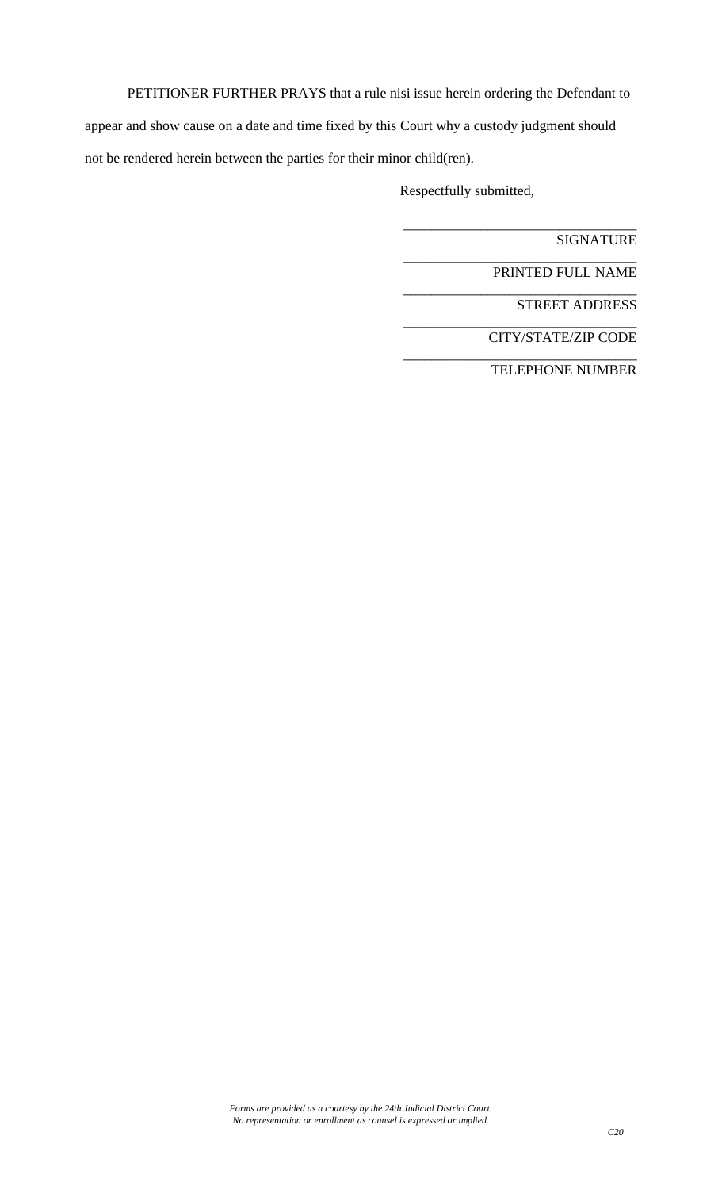PETITIONER FURTHER PRAYS that a rule nisi issue herein ordering the Defendant to appear and show cause on a date and time fixed by this Court why a custody judgment should not be rendered herein between the parties for their minor child(ren).

Respectfully submitted,

\_\_\_\_\_\_\_\_\_\_\_\_\_\_\_\_\_\_\_\_\_\_\_\_\_\_\_\_\_\_\_\_\_\_
SIGNATURE

\_\_\_\_\_\_\_\_\_\_\_\_\_\_\_\_\_\_\_\_\_\_\_\_\_\_\_\_\_\_\_\_\_\_
PRINTED FULL NAME

\_\_\_\_\_\_\_\_\_\_\_\_\_\_\_\_\_\_\_\_\_\_\_\_\_\_\_\_\_\_\_\_\_\_
STREET ADDRESS

\_\_\_\_\_\_\_\_\_\_\_\_\_\_\_\_\_\_\_\_\_\_\_\_\_\_\_\_\_\_\_\_\_\_
CITY/STATE/ZIP CODE

\_\_\_\_\_\_\_\_\_\_\_\_\_\_\_\_\_\_\_\_\_\_\_\_\_\_\_\_\_\_\_\_\_\_
TELEPHONE NUMBER

*Forms are provided as a courtesy by the 24th Judicial District Court.*
*No representation or enrollment as counsel is expressed or implied.*

*C20*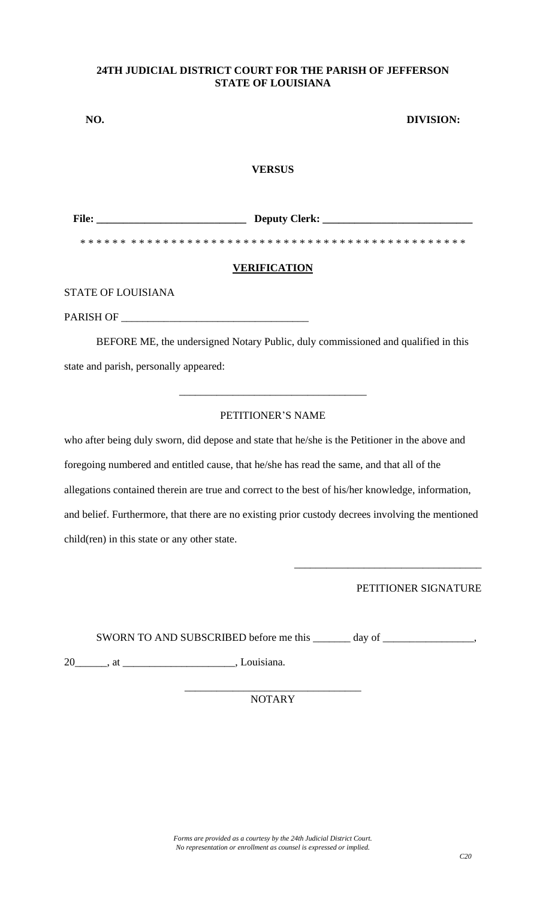**24TH JUDICIAL DISTRICT COURT FOR THE PARISH OF JEFFERSON**
**STATE OF LOUISIANA**

**NO.** **DIVISION:**

**VERSUS**

**File: ___________________________ Deputy Clerk: ___________________________**

* * * * * * * * * * * * * * * * * * * * * * * * * * * * * * * * * * * * * * * * * * * * * * * * *

## VERIFICATION

STATE OF LOUISIANA

PARISH OF ___________________________________

BEFORE ME, the undersigned Notary Public, duly commissioned and qualified in this state and parish, personally appeared:

___________________________________

PETITIONER'S NAME

who after being duly sworn, did depose and state that he/she is the Petitioner in the above and foregoing numbered and entitled cause, that he/she has read the same, and that all of the allegations contained therein are true and correct to the best of his/her knowledge, information, and belief. Furthermore, that there are no existing prior custody decrees involving the mentioned child(ren) in this state or any other state.

___________________________________

PETITIONER SIGNATURE

SWORN TO AND SUBSCRIBED before me this _______ day of _________________, 20______, at ____________________, Louisiana.

_________________________________

NOTARY

*Forms are provided as a courtesy by the 24th Judicial District Court.*
*No representation or enrollment as counsel is expressed or implied.*

*C20*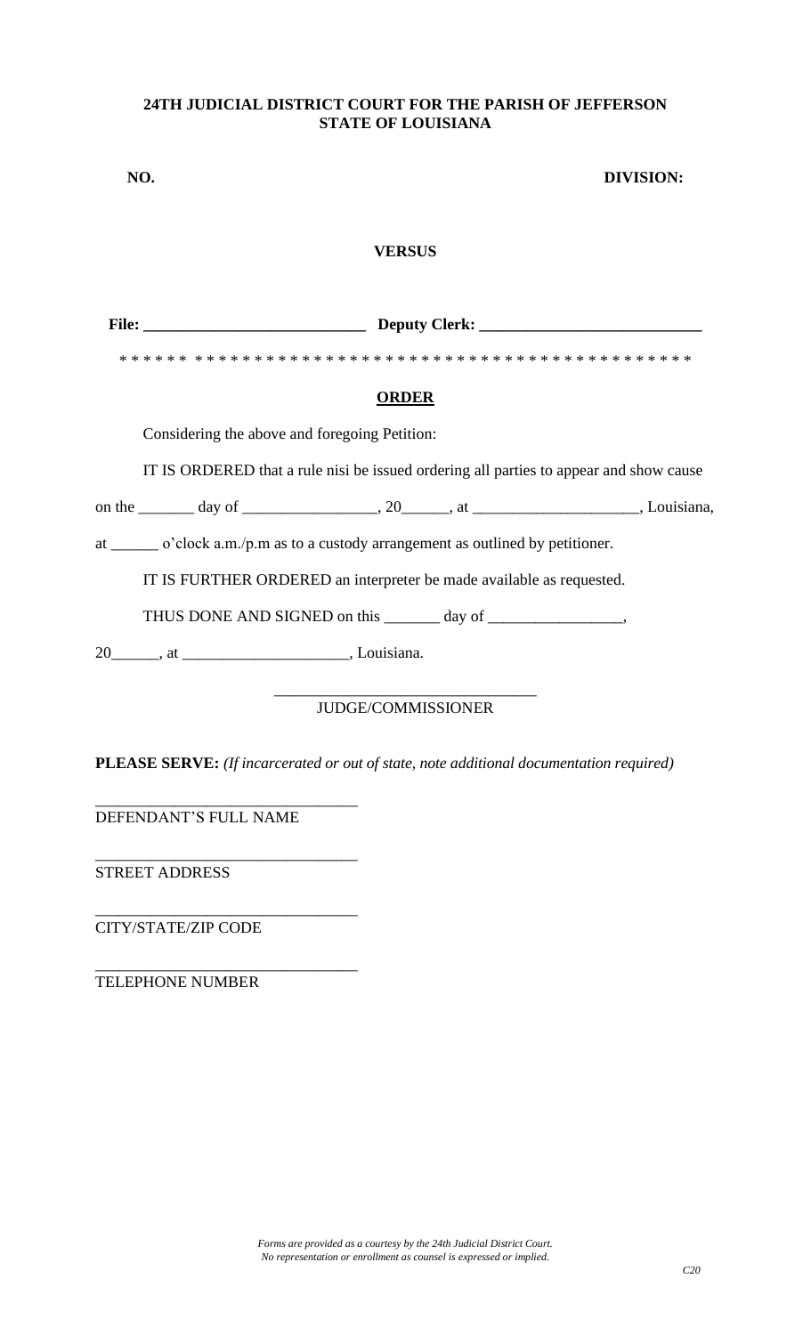**24TH JUDICIAL DISTRICT COURT FOR THE PARISH OF JEFFERSON**
**STATE OF LOUISIANA**

**NO.** **DIVISION:**

**VERSUS**

**File: ___________________________ Deputy Clerk: ___________________________**

* * * * * * * * * * * * * * * * * * * * * * * * * * * * * * * * * * * * * * * * * * * * * * * * * *

**ORDER**

Considering the above and foregoing Petition:

IT IS ORDERED that a rule nisi be issued ordering all parties to appear and show cause on the _______ day of ________________, 20______, at ____________________, Louisiana, at ______ o'clock a.m./p.m as to a custody arrangement as outlined by petitioner.

IT IS FURTHER ORDERED an interpreter be made available as requested.

THUS DONE AND SIGNED on this _______ day of ________________, 20______, at ____________________, Louisiana.

________________________________
JUDGE/COMMISSIONER

**PLEASE SERVE:** *(If incarcerated or out of state, note additional documentation required)*

________________________________
DEFENDANT'S FULL NAME

________________________________
STREET ADDRESS

________________________________
CITY/STATE/ZIP CODE

________________________________
TELEPHONE NUMBER

*Forms are provided as a courtesy by the 24th Judicial District Court.*
*No representation or enrollment as counsel is expressed or implied.*

*C20*